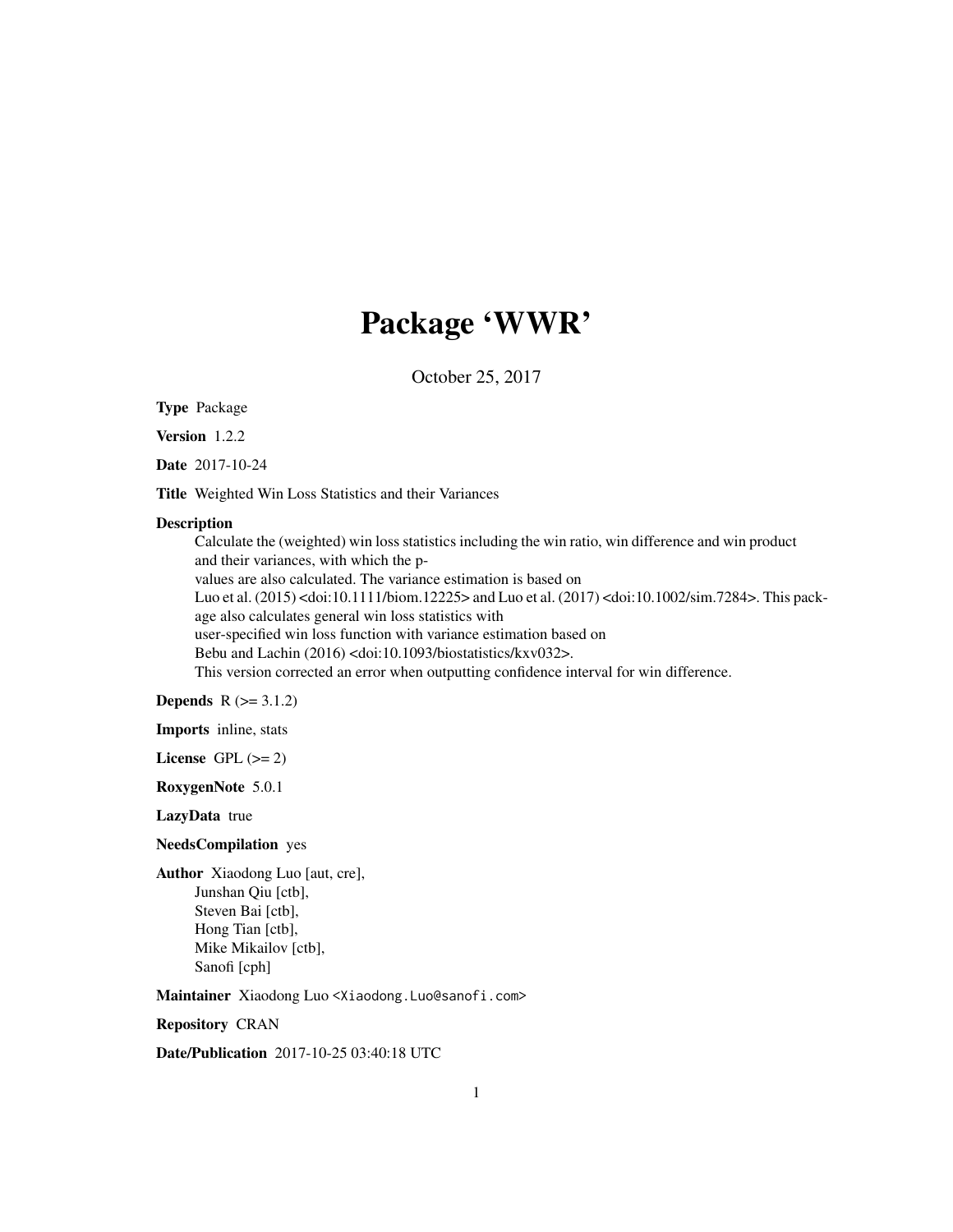# Package 'WWR'

October 25, 2017

**Type** Package

**Version** 1.2.2

**Date** 2017-10-24

**Title** Weighted Win Loss Statistics and their Variances

**Description**
Calculate the (weighted) win loss statistics including the win ratio, win difference and win product and their variances, with which the p-values are also calculated. The variance estimation is based on Luo et al. (2015) <doi:10.1111/biom.12225> and Luo et al. (2017) <doi:10.1002/sim.7284>. This package also calculates general win loss statistics with user-specified win loss function with variance estimation based on Bebu and Lachin (2016) <doi:10.1093/biostatistics/kxv032>.
This version corrected an error when outputting confidence interval for win difference.

**Depends** R (>= 3.1.2)

**Imports** inline, stats

**License** GPL (>= 2)

**RoxygenNote** 5.0.1

**LazyData** true

**NeedsCompilation** yes

**Author** Xiaodong Luo [aut, cre],
Junshan Qiu [ctb],
Steven Bai [ctb],
Hong Tian [ctb],
Mike Mikailov [ctb],
Sanofi [cph]

**Maintainer** Xiaodong Luo <Xiaodong.Luo@sanofi.com>

**Repository** CRAN

**Date/Publication** 2017-10-25 03:40:18 UTC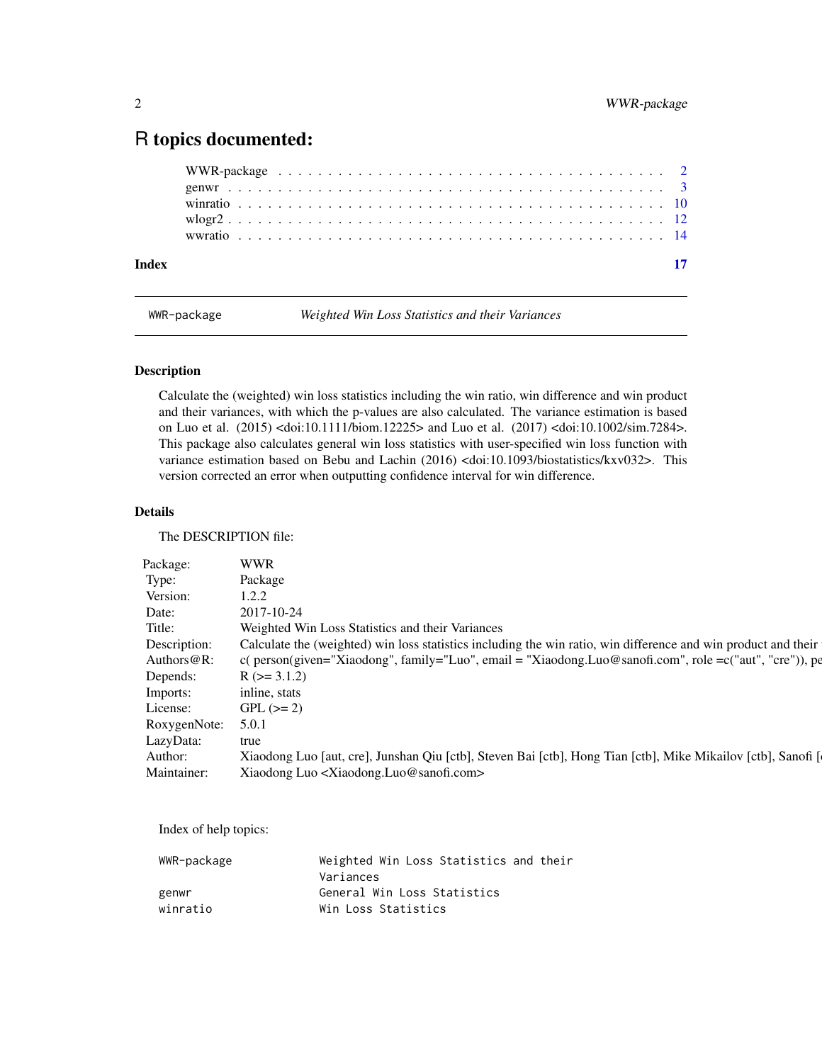# R topics documented:

| | |
|---|---|
| WWR-package | 2 |
| genwr | 3 |
| winratio | 10 |
| wlogr2 | 12 |
| wwratio | 14 |
| **Index** | **17** |

---

WWR-package *Weighted Win Loss Statistics and their Variances*

---

### Description

Calculate the (weighted) win loss statistics including the win ratio, win difference and win product and their variances, with which the p-values are also calculated. The variance estimation is based on Luo et al. (2015) <doi:10.1111/biom.12225> and Luo et al. (2017) <doi:10.1002/sim.7284>. This package also calculates general win loss statistics with user-specified win loss function with variance estimation based on Bebu and Lachin (2016) <doi:10.1093/biostatistics/kxv032>. This version corrected an error when outputting confidence interval for win difference.

### Details

The DESCRIPTION file:

| | |
|---|---|
| Package: | WWR |
| Type: | Package |
| Version: | 1.2.2 |
| Date: | 2017-10-24 |
| Title: | Weighted Win Loss Statistics and their Variances |
| Description: | Calculate the (weighted) win loss statistics including the win ratio, win difference and win product and their |
| Authors@R: | c( person(given="Xiaodong", family="Luo", email = "Xiaodong.Luo@sanofi.com", role =c("aut", "cre")), pe |
| Depends: | R (>= 3.1.2) |
| Imports: | inline, stats |
| License: | GPL (>= 2) |
| RoxygenNote: | 5.0.1 |
| LazyData: | true |
| Author: | Xiaodong Luo [aut, cre], Junshan Qiu [ctb], Steven Bai [ctb], Hong Tian [ctb], Mike Mikailov [ctb], Sanofi [ |
| Maintainer: | Xiaodong Luo <Xiaodong.Luo@sanofi.com> |

Index of help topics:

```
WWR-package             Weighted Win Loss Statistics and their
                        Variances
genwr                   General Win Loss Statistics
winratio                Win Loss Statistics
```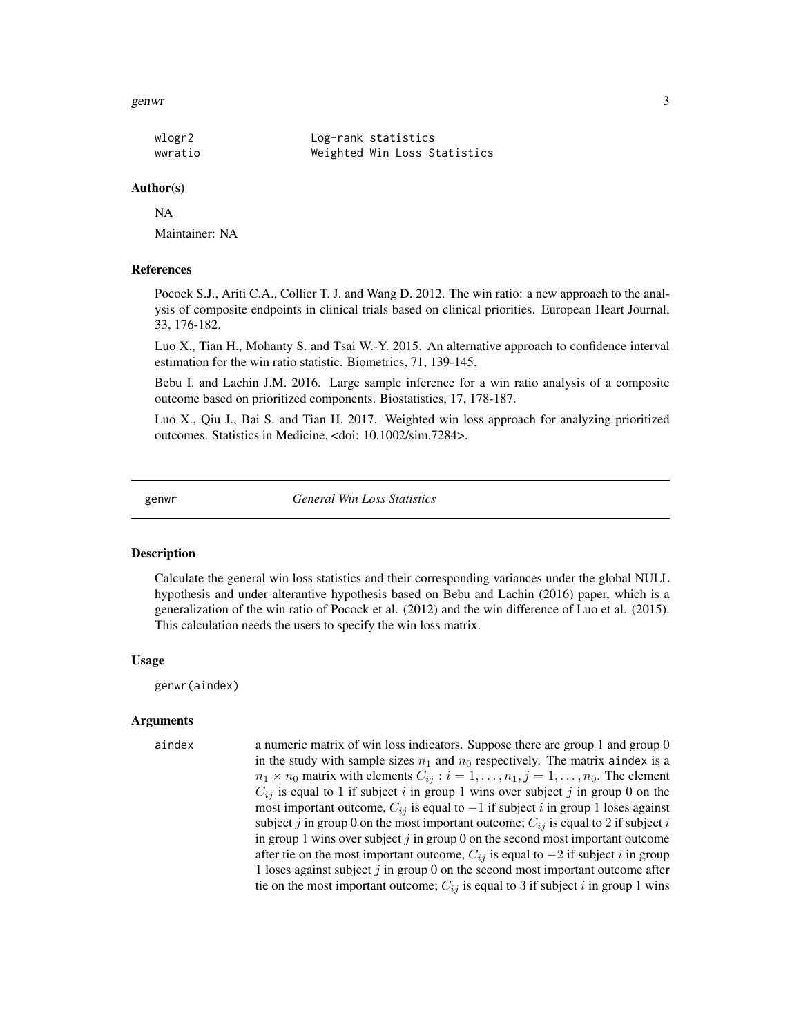```
wlogr2                  Log-rank statistics
wwratio                 Weighted Win Loss Statistics
```

### Author(s)

NA

Maintainer: NA

### References

Pocock S.J., Ariti C.A., Collier T. J. and Wang D. 2012. The win ratio: a new approach to the analysis of composite endpoints in clinical trials based on clinical priorities. European Heart Journal, 33, 176-182.

Luo X., Tian H., Mohanty S. and Tsai W.-Y. 2015. An alternative approach to confidence interval estimation for the win ratio statistic. Biometrics, 71, 139-145.

Bebu I. and Lachin J.M. 2016. Large sample inference for a win ratio analysis of a composite outcome based on prioritized components. Biostatistics, 17, 178-187.

Luo X., Qiu J., Bai S. and Tian H. 2017. Weighted win loss approach for analyzing prioritized outcomes. Statistics in Medicine, <doi: 10.1002/sim.7284>.

---

## genwr — *General Win Loss Statistics*

### Description

Calculate the general win loss statistics and their corresponding variances under the global NULL hypothesis and under alterantive hypothesis based on Bebu and Lachin (2016) paper, which is a generalization of the win ratio of Pocock et al. (2012) and the win difference of Luo et al. (2015). This calculation needs the users to specify the win loss matrix.

### Usage

```
genwr(aindex)
```

### Arguments

`aindex` a numeric matrix of win loss indicators. Suppose there are group 1 and group 0 in the study with sample sizes $n_1$ and $n_0$ respectively. The matrix `aindex` is a $n_1 \times n_0$ matrix with elements $C_{ij} : i = 1, \ldots, n_1, j = 1, \ldots, n_0$. The element $C_{ij}$ is equal to 1 if subject $i$ in group 1 wins over subject $j$ in group 0 on the most important outcome, $C_{ij}$ is equal to $-1$ if subject $i$ in group 1 loses against subject $j$ in group 0 on the most important outcome; $C_{ij}$ is equal to 2 if subject $i$ in group 1 wins over subject $j$ in group 0 on the second most important outcome after tie on the most important outcome, $C_{ij}$ is equal to $-2$ if subject $i$ in group 1 loses against subject $j$ in group 0 on the second most important outcome after tie on the most important outcome; $C_{ij}$ is equal to 3 if subject $i$ in group 1 wins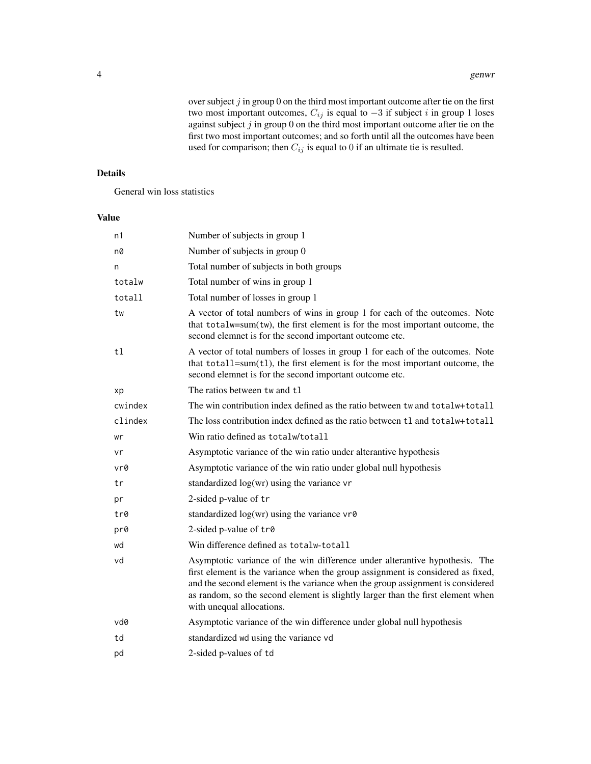over subject $j$ in group 0 on the third most important outcome after tie on the first two most important outcomes, $C_{ij}$ is equal to $-3$ if subject $i$ in group 1 loses against subject $j$ in group 0 on the third most important outcome after tie on the first two most important outcomes; and so forth until all the outcomes have been used for comparison; then $C_{ij}$ is equal to 0 if an ultimate tie is resulted.

## Details

General win loss statistics

## Value

| | |
|---|---|
| `n1` | Number of subjects in group 1 |
| `n0` | Number of subjects in group 0 |
| `n` | Total number of subjects in both groups |
| `totalw` | Total number of wins in group 1 |
| `totall` | Total number of losses in group 1 |
| `tw` | A vector of total numbers of wins in group 1 for each of the outcomes. Note that `totalw`=sum(`tw`), the first element is for the most important outcome, the second elemnet is for the second important outcome etc. |
| `tl` | A vector of total numbers of losses in group 1 for each of the outcomes. Note that `totall`=sum(`tl`), the first element is for the most important outcome, the second elemnet is for the second important outcome etc. |
| `xp` | The ratios between `tw` and `tl` |
| `cwindex` | The win contribution index defined as the ratio between `tw` and `totalw+totall` |
| `clindex` | The loss contribution index defined as the ratio between `tl` and `totalw+totall` |
| `wr` | Win ratio defined as `totalw/totall` |
| `vr` | Asymptotic variance of the win ratio under alterantive hypothesis |
| `vr0` | Asymptotic variance of the win ratio under global null hypothesis |
| `tr` | standardized log(wr) using the variance `vr` |
| `pr` | 2-sided p-value of `tr` |
| `tr0` | standardized log(wr) using the variance `vr0` |
| `pr0` | 2-sided p-value of `tr0` |
| `wd` | Win difference defined as `totalw-totall` |
| `vd` | Asymptotic variance of the win difference under alterantive hypothesis. The first element is the variance when the group assignment is considered as fixed, and the second element is the variance when the group assignment is considered as random, so the second element is slightly larger than the first element when with unequal allocations. |
| `vd0` | Asymptotic variance of the win difference under global null hypothesis |
| `td` | standardized `wd` using the variance `vd` |
| `pd` | 2-sided p-values of `td` |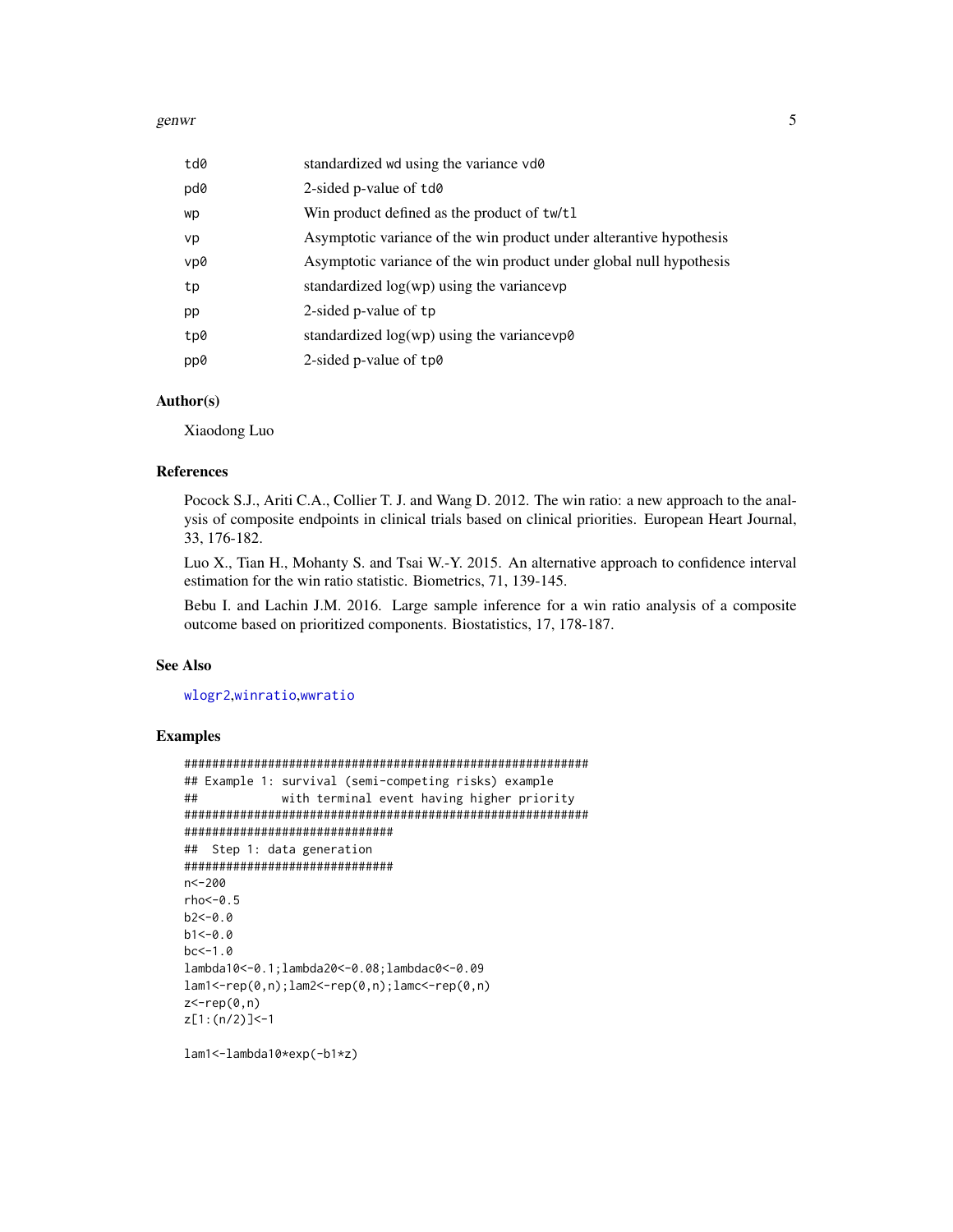| | |
|---|---|
| td0 | standardized wd using the variance vd0 |
| pd0 | 2-sided p-value of td0 |
| wp | Win product defined as the product of tw/tl |
| vp | Asymptotic variance of the win product under alterantive hypothesis |
| vp0 | Asymptotic variance of the win product under global null hypothesis |
| tp | standardized log(wp) using the variancevp |
| pp | 2-sided p-value of tp |
| tp0 | standardized log(wp) using the variancevp0 |
| pp0 | 2-sided p-value of tp0 |

## Author(s)

Xiaodong Luo

## References

Pocock S.J., Ariti C.A., Collier T. J. and Wang D. 2012. The win ratio: a new approach to the analysis of composite endpoints in clinical trials based on clinical priorities. European Heart Journal, 33, 176-182.

Luo X., Tian H., Mohanty S. and Tsai W.-Y. 2015. An alternative approach to confidence interval estimation for the win ratio statistic. Biometrics, 71, 139-145.

Bebu I. and Lachin J.M. 2016. Large sample inference for a win ratio analysis of a composite outcome based on prioritized components. Biostatistics, 17, 178-187.

## See Also

wlogr2,winratio,wwratio

## Examples

```
##########################################################
## Example 1: survival (semi-competing risks) example
##            with terminal event having higher priority
##########################################################
##############################
##  Step 1: data generation
##############################
n<-200
rho<-0.5
b2<-0.0
b1<-0.0
bc<-1.0
lambda10<-0.1;lambda20<-0.08;lambdac0<-0.09
lam1<-rep(0,n);lam2<-rep(0,n);lamc<-rep(0,n)
z<-rep(0,n)
z[1:(n/2)]<-1

lam1<-lambda10*exp(-b1*z)
```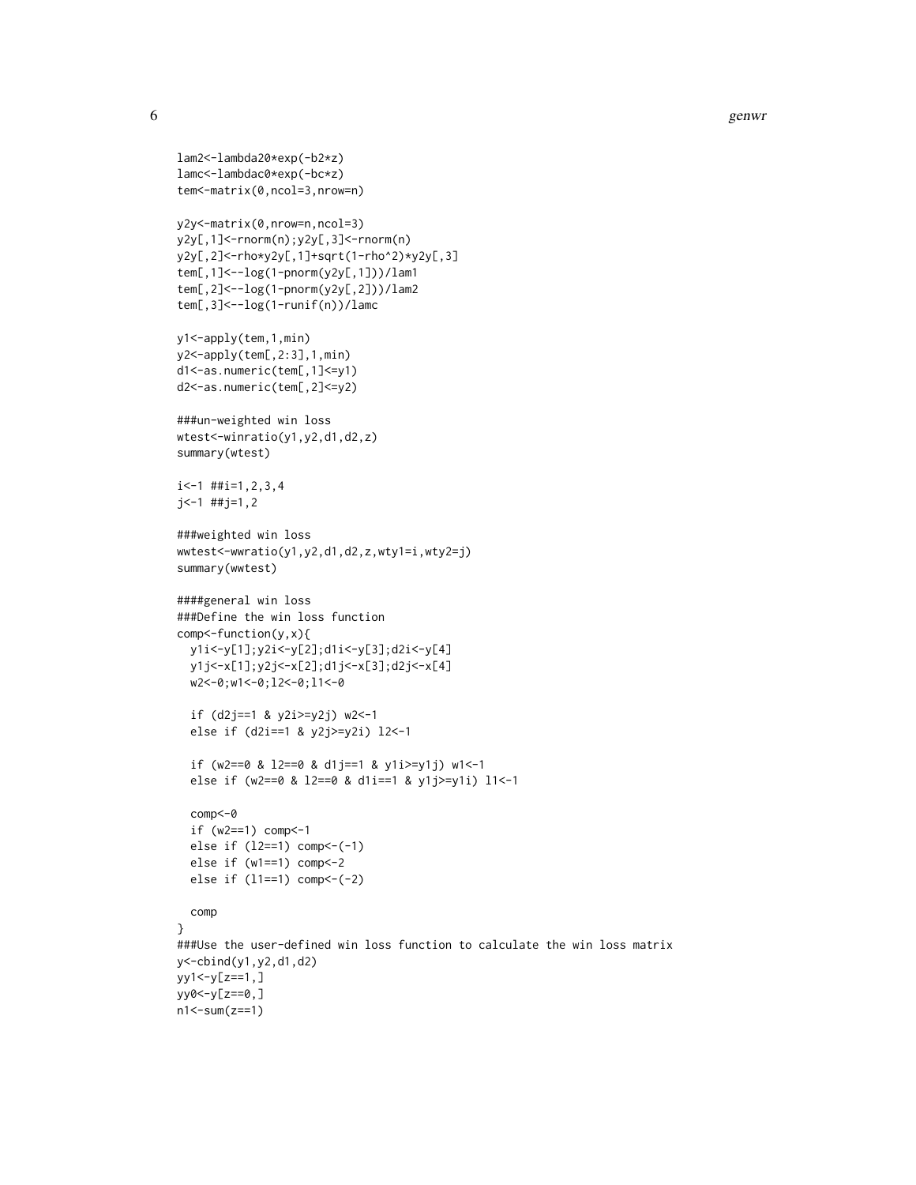```
lam2<-lambda20*exp(-b2*z)
lamc<-lambdac0*exp(-bc*z)
tem<-matrix(0,ncol=3,nrow=n)

y2y<-matrix(0,nrow=n,ncol=3)
y2y[,1]<-rnorm(n);y2y[,3]<-rnorm(n)
y2y[,2]<-rho*y2y[,1]+sqrt(1-rho^2)*y2y[,3]
tem[,1]<--log(1-pnorm(y2y[,1]))/lam1
tem[,2]<--log(1-pnorm(y2y[,2]))/lam2
tem[,3]<--log(1-runif(n))/lamc

y1<-apply(tem,1,min)
y2<-apply(tem[,2:3],1,min)
d1<-as.numeric(tem[,1]<=y1)
d2<-as.numeric(tem[,2]<=y2)

###un-weighted win loss
wtest<-winratio(y1,y2,d1,d2,z)
summary(wtest)

i<-1 ##i=1,2,3,4
j<-1 ##j=1,2

###weighted win loss
wwtest<-wwratio(y1,y2,d1,d2,z,wty1=i,wty2=j)
summary(wwtest)

####general win loss
###Define the win loss function
comp<-function(y,x){
  y1i<-y[1];y2i<-y[2];d1i<-y[3];d2i<-y[4]
  y1j<-x[1];y2j<-x[2];d1j<-x[3];d2j<-x[4]
  w2<-0;w1<-0;l2<-0;l1<-0

  if (d2j==1 & y2i>=y2j) w2<-1
  else if (d2i==1 & y2j>=y2i) l2<-1

  if (w2==0 & l2==0 & d1j==1 & y1i>=y1j) w1<-1
  else if (w2==0 & l2==0 & d1i==1 & y1j>=y1i) l1<-1

  comp<-0
  if (w2==1) comp<-1
  else if (l2==1) comp<-(-1)
  else if (w1==1) comp<-2
  else if (l1==1) comp<-(-2)

  comp
}
###Use the user-defined win loss function to calculate the win loss matrix
y<-cbind(y1,y2,d1,d2)
yy1<-y[z==1,]
yy0<-y[z==0,]
n1<-sum(z==1)
```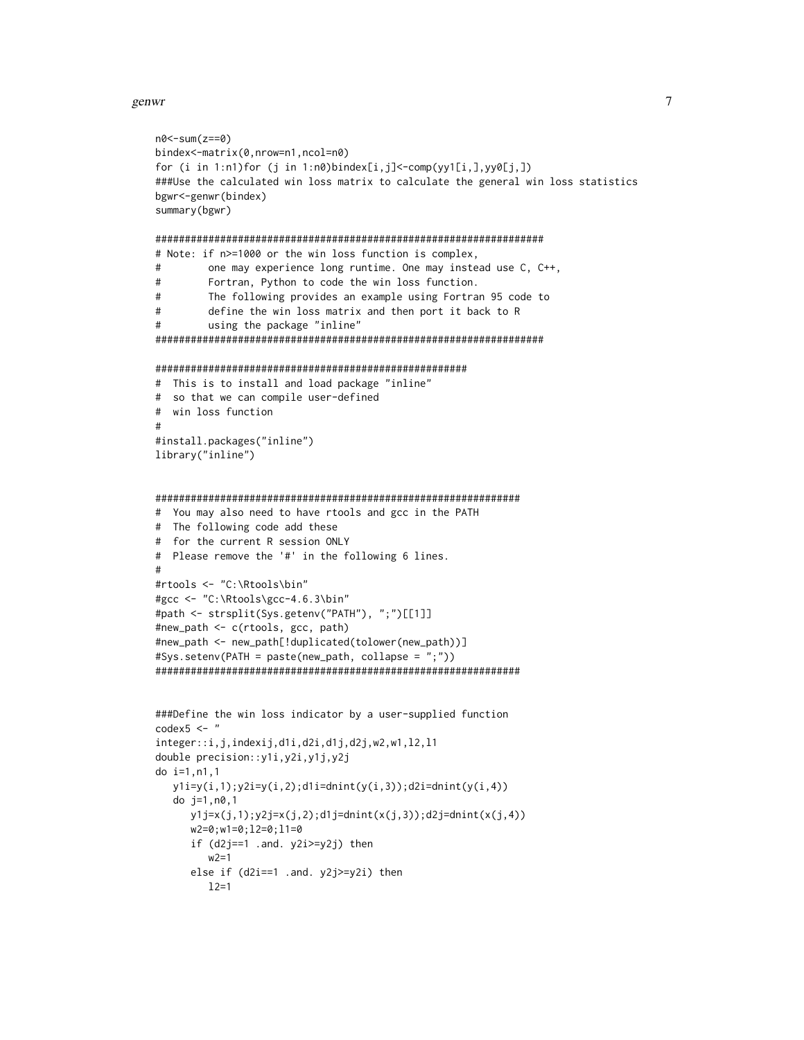```
n0<-sum(z==0)
bindex<-matrix(0,nrow=n1,ncol=n0)
for (i in 1:n1)for (j in 1:n0)bindex[i,j]<-comp(yy1[i,],yy0[j,])
###Use the calculated win loss matrix to calculate the general win loss statistics
bgwr<-genwr(bindex)
summary(bgwr)

##################################################################
# Note: if n>=1000 or the win loss function is complex,
#        one may experience long runtime. One may instead use C, C++,
#        Fortran, Python to code the win loss function.
#        The following provides an example using Fortran 95 code to
#        define the win loss matrix and then port it back to R
#        using the package "inline"
##################################################################

#####################################################
#  This is to install and load package "inline"
#  so that we can compile user-defined
#  win loss function
#
#install.packages("inline")
library("inline")


##############################################################
#  You may also need to have rtools and gcc in the PATH
#  The following code add these
#  for the current R session ONLY
#  Please remove the '#' in the following 6 lines.
#
#rtools <- "C:\Rtools\bin"
#gcc <- "C:\Rtools\gcc-4.6.3\bin"
#path <- strsplit(Sys.getenv("PATH"), ";")[[1]]
#new_path <- c(rtools, gcc, path)
#new_path <- new_path[!duplicated(tolower(new_path))]
#Sys.setenv(PATH = paste(new_path, collapse = ";"))
##############################################################


###Define the win loss indicator by a user-supplied function
codex5 <- "
integer::i,j,indexij,d1i,d2i,d1j,d2j,w2,w1,l2,l1
double precision::y1i,y2i,y1j,y2j
do i=1,n1,1
   y1i=y(i,1);y2i=y(i,2);d1i=dnint(y(i,3));d2i=dnint(y(i,4))
   do j=1,n0,1
      y1j=x(j,1);y2j=x(j,2);d1j=dnint(x(j,3));d2j=dnint(x(j,4))
      w2=0;w1=0;l2=0;l1=0
      if (d2j==1 .and. y2i>=y2j) then
         w2=1
      else if (d2i==1 .and. y2j>=y2i) then
         l2=1
```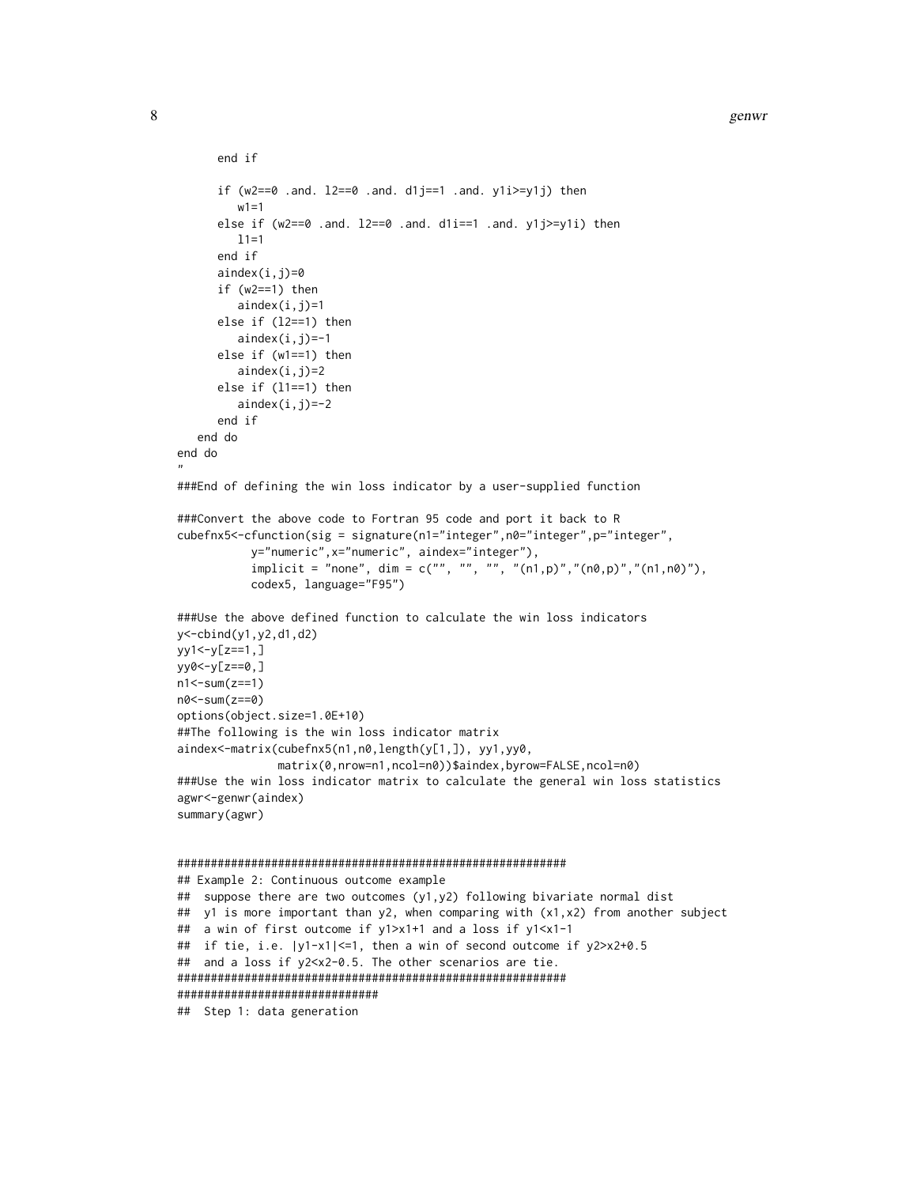```
      end if

      if (w2==0 .and. l2==0 .and. d1j==1 .and. y1i>=y1j) then
         w1=1
      else if (w2==0 .and. l2==0 .and. d1i==1 .and. y1j>=y1i) then
         l1=1
      end if
      aindex(i,j)=0
      if (w2==1) then
         aindex(i,j)=1
      else if (l2==1) then
         aindex(i,j)=-1
      else if (w1==1) then
         aindex(i,j)=2
      else if (l1==1) then
         aindex(i,j)=-2
      end if
   end do
end do
"
###End of defining the win loss indicator by a user-supplied function

###Convert the above code to Fortran 95 code and port it back to R
cubefnx5<-cfunction(sig = signature(n1="integer",n0="integer",p="integer",
          y="numeric",x="numeric", aindex="integer"),
          implicit = "none", dim = c("", "", "", "(n1,p)","(n0,p)","(n1,n0)"),
          codex5, language="F95")

###Use the above defined function to calculate the win loss indicators
y<-cbind(y1,y2,d1,d2)
yy1<-y[z==1,]
yy0<-y[z==0,]
n1<-sum(z==1)
n0<-sum(z==0)
options(object.size=1.0E+10)
##The following is the win loss indicator matrix
aindex<-matrix(cubefnx5(n1,n0,length(y[1,]), yy1,yy0,
              matrix(0,nrow=n1,ncol=n0))$aindex,byrow=FALSE,ncol=n0)
###Use the win loss indicator matrix to calculate the general win loss statistics
agwr<-genwr(aindex)
summary(agwr)


###########################################################
## Example 2: Continuous outcome example
##  suppose there are two outcomes (y1,y2) following bivariate normal dist
##  y1 is more important than y2, when comparing with (x1,x2) from another subject
##  a win of first outcome if y1>x1+1 and a loss if y1<x1-1
##  if tie, i.e. |y1-x1|<=1, then a win of second outcome if y2>x2+0.5
##  and a loss if y2<x2-0.5. The other scenarios are tie.
###########################################################
##############################
##  Step 1: data generation
```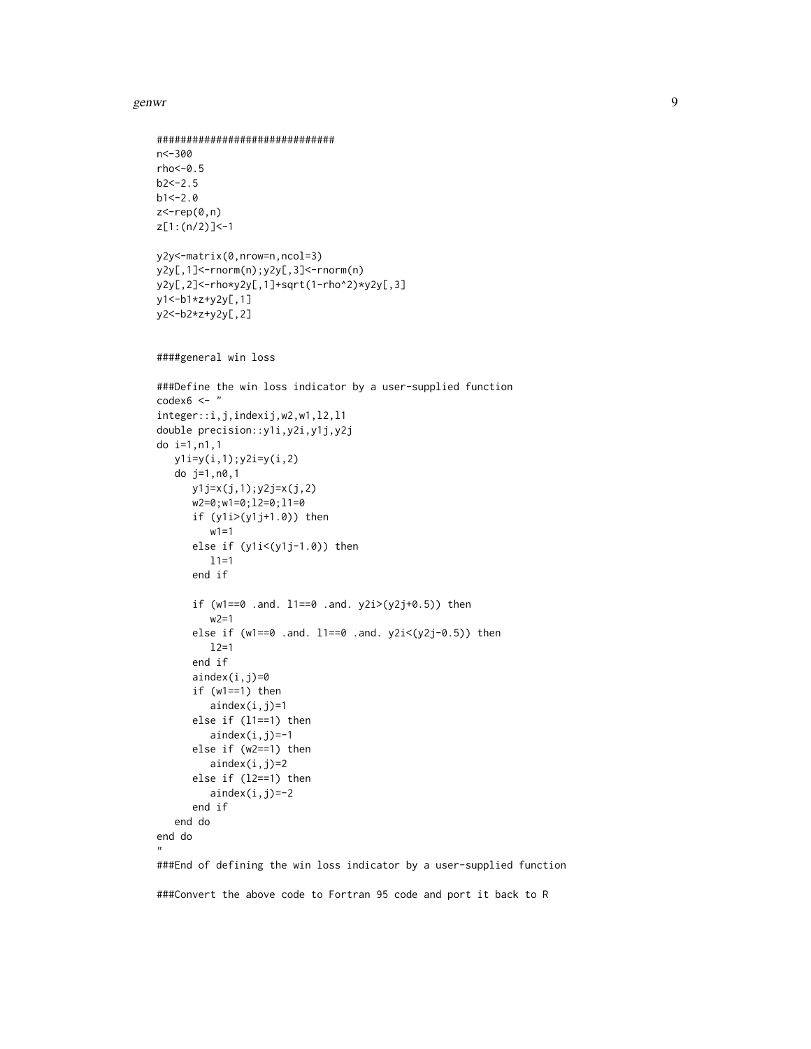```
##############################
n<-300
rho<-0.5
b2<-2.5
b1<-2.0
z<-rep(0,n)
z[1:(n/2)]<-1

y2y<-matrix(0,nrow=n,ncol=3)
y2y[,1]<-rnorm(n);y2y[,3]<-rnorm(n)
y2y[,2]<-rho*y2y[,1]+sqrt(1-rho^2)*y2y[,3]
y1<-b1*z+y2y[,1]
y2<-b2*z+y2y[,2]


####general win loss

###Define the win loss indicator by a user-supplied function
codex6 <- "
integer::i,j,indexij,w2,w1,l2,l1
double precision::y1i,y2i,y1j,y2j
do i=1,n1,1
   y1i=y(i,1);y2i=y(i,2)
   do j=1,n0,1
      y1j=x(j,1);y2j=x(j,2)
      w2=0;w1=0;l2=0;l1=0
      if (y1i>(y1j+1.0)) then
         w1=1
      else if (y1i<(y1j-1.0)) then
         l1=1
      end if

      if (w1==0 .and. l1==0 .and. y2i>(y2j+0.5)) then
         w2=1
      else if (w1==0 .and. l1==0 .and. y2i<(y2j-0.5)) then
         l2=1
      end if
      aindex(i,j)=0
      if (w1==1) then
         aindex(i,j)=1
      else if (l1==1) then
         aindex(i,j)=-1
      else if (w2==1) then
         aindex(i,j)=2
      else if (l2==1) then
         aindex(i,j)=-2
      end if
   end do
end do
"
###End of defining the win loss indicator by a user-supplied function

###Convert the above code to Fortran 95 code and port it back to R
```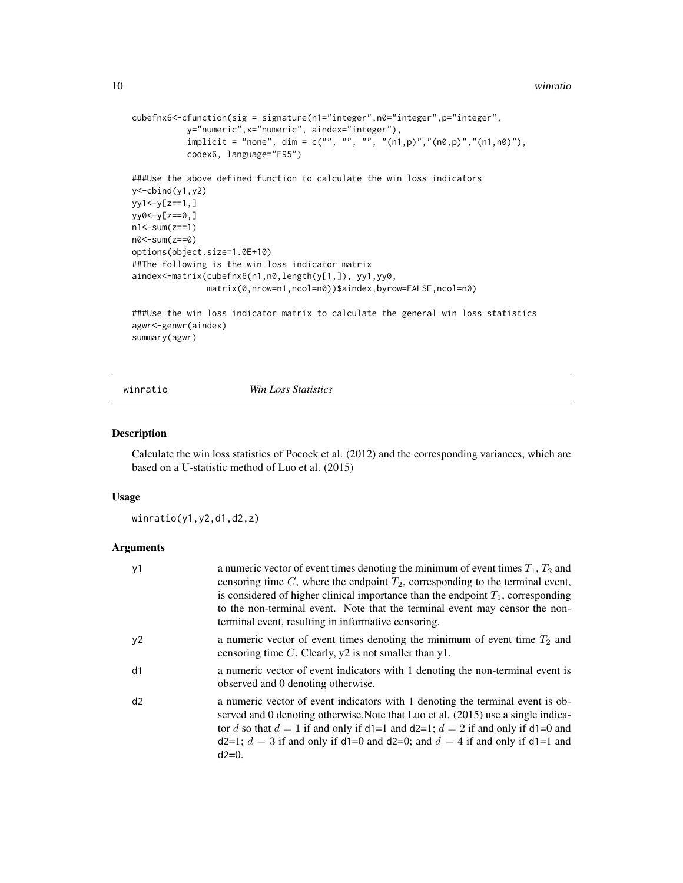```
cubefnx6<-cfunction(sig = signature(n1="integer",n0="integer",p="integer",
           y="numeric",x="numeric", aindex="integer"),
           implicit = "none", dim = c("", "", "", "(n1,p)","(n0,p)","(n1,n0)"),
           codex6, language="F95")

###Use the above defined function to calculate the win loss indicators
y<-cbind(y1,y2)
yy1<-y[z==1,]
yy0<-y[z==0,]
n1<-sum(z==1)
n0<-sum(z==0)
options(object.size=1.0E+10)
##The following is the win loss indicator matrix
aindex<-matrix(cubefnx6(n1,n0,length(y[1,]), yy1,yy0,
              matrix(0,nrow=n1,ncol=n0))$aindex,byrow=FALSE,ncol=n0)

###Use the win loss indicator matrix to calculate the general win loss statistics
agwr<-genwr(aindex)
summary(agwr)
```

## winratio *Win Loss Statistics*

### Description

Calculate the win loss statistics of Pocock et al. (2012) and the corresponding variances, which are based on a U-statistic method of Luo et al. (2015)

### Usage

```
winratio(y1,y2,d1,d2,z)
```

### Arguments

| | |
|---|---|
| y1 | a numeric vector of event times denoting the minimum of event times $T_1$, $T_2$ and censoring time $C$, where the endpoint $T_2$, corresponding to the terminal event, is considered of higher clinical importance than the endpoint $T_1$, corresponding to the non-terminal event. Note that the terminal event may censor the non-terminal event, resulting in informative censoring. |
| y2 | a numeric vector of event times denoting the minimum of event time $T_2$ and censoring time $C$. Clearly, y2 is not smaller than y1. |
| d1 | a numeric vector of event indicators with 1 denoting the non-terminal event is observed and 0 denoting otherwise. |
| d2 | a numeric vector of event indicators with 1 denoting the terminal event is observed and 0 denoting otherwise.Note that Luo et al. (2015) use a single indicator $d$ so that $d = 1$ if and only if d1=1 and d2=1; $d = 2$ if and only if d1=0 and d2=1; $d = 3$ if and only if d1=0 and d2=0; and $d = 4$ if and only if d1=1 and d2=0. |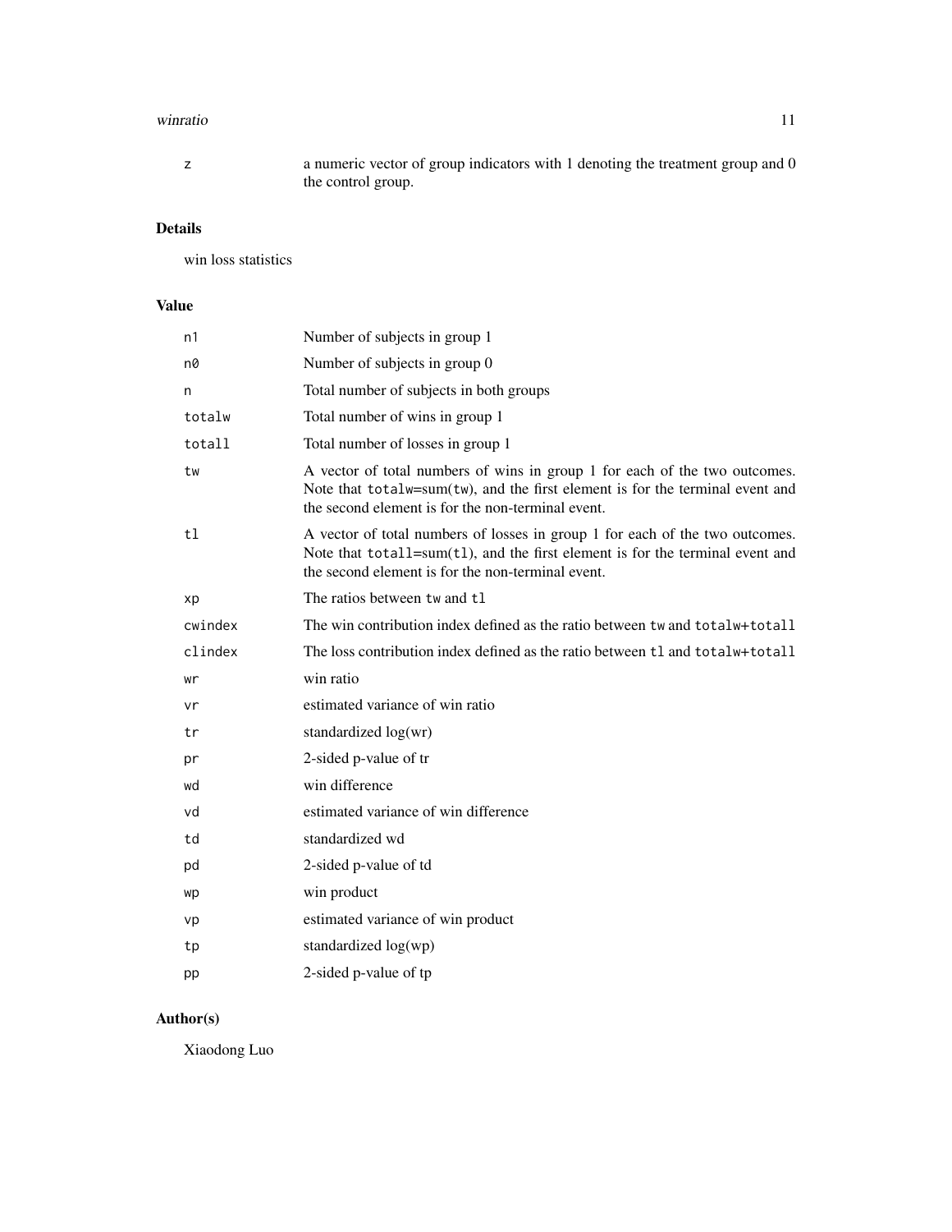| | |
|---|---|
| `z` | a numeric vector of group indicators with 1 denoting the treatment group and 0 the control group. |

## Details

win loss statistics

## Value

| | |
|---|---|
| `n1` | Number of subjects in group 1 |
| `n0` | Number of subjects in group 0 |
| `n` | Total number of subjects in both groups |
| `totalw` | Total number of wins in group 1 |
| `totall` | Total number of losses in group 1 |
| `tw` | A vector of total numbers of wins in group 1 for each of the two outcomes. Note that `totalw`=sum(`tw`), and the first element is for the terminal event and the second element is for the non-terminal event. |
| `tl` | A vector of total numbers of losses in group 1 for each of the two outcomes. Note that `totall`=sum(`tl`), and the first element is for the terminal event and the second element is for the non-terminal event. |
| `xp` | The ratios between `tw` and `tl` |
| `cwindex` | The win contribution index defined as the ratio between `tw` and `totalw+totall` |
| `clindex` | The loss contribution index defined as the ratio between `tl` and `totalw+totall` |
| `wr` | win ratio |
| `vr` | estimated variance of win ratio |
| `tr` | standardized log(wr) |
| `pr` | 2-sided p-value of tr |
| `wd` | win difference |
| `vd` | estimated variance of win difference |
| `td` | standardized wd |
| `pd` | 2-sided p-value of td |
| `wp` | win product |
| `vp` | estimated variance of win product |
| `tp` | standardized log(wp) |
| `pp` | 2-sided p-value of tp |

## Author(s)

Xiaodong Luo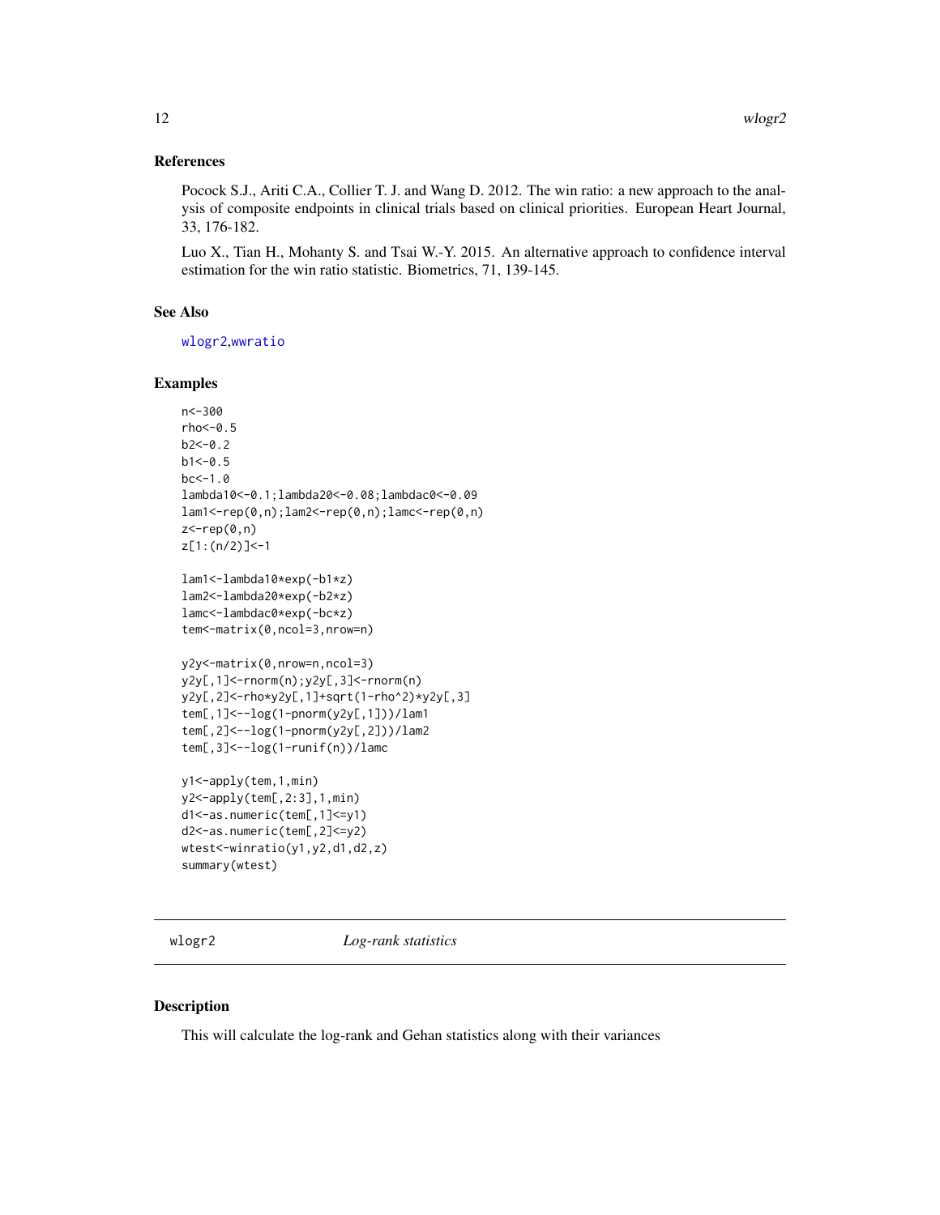### References

Pocock S.J., Ariti C.A., Collier T. J. and Wang D. 2012. The win ratio: a new approach to the analysis of composite endpoints in clinical trials based on clinical priorities. European Heart Journal, 33, 176-182.

Luo X., Tian H., Mohanty S. and Tsai W.-Y. 2015. An alternative approach to confidence interval estimation for the win ratio statistic. Biometrics, 71, 139-145.

### See Also

wlogr2,wwratio

### Examples

```
n<-300
rho<-0.5
b2<-0.2
b1<-0.5
bc<-1.0
lambda10<-0.1;lambda20<-0.08;lambdac0<-0.09
lam1<-rep(0,n);lam2<-rep(0,n);lamc<-rep(0,n)
z<-rep(0,n)
z[1:(n/2)]<-1

lam1<-lambda10*exp(-b1*z)
lam2<-lambda20*exp(-b2*z)
lamc<-lambdac0*exp(-bc*z)
tem<-matrix(0,ncol=3,nrow=n)

y2y<-matrix(0,nrow=n,ncol=3)
y2y[,1]<-rnorm(n);y2y[,3]<-rnorm(n)
y2y[,2]<-rho*y2y[,1]+sqrt(1-rho^2)*y2y[,3]
tem[,1]<--log(1-pnorm(y2y[,1]))/lam1
tem[,2]<--log(1-pnorm(y2y[,2]))/lam2
tem[,3]<--log(1-runif(n))/lamc

y1<-apply(tem,1,min)
y2<-apply(tem[,2:3],1,min)
d1<-as.numeric(tem[,1]<=y1)
d2<-as.numeric(tem[,2]<=y2)
wtest<-winratio(y1,y2,d1,d2,z)
summary(wtest)
```

---

## wlogr2 *Log-rank statistics*

---

### Description

This will calculate the log-rank and Gehan statistics along with their variances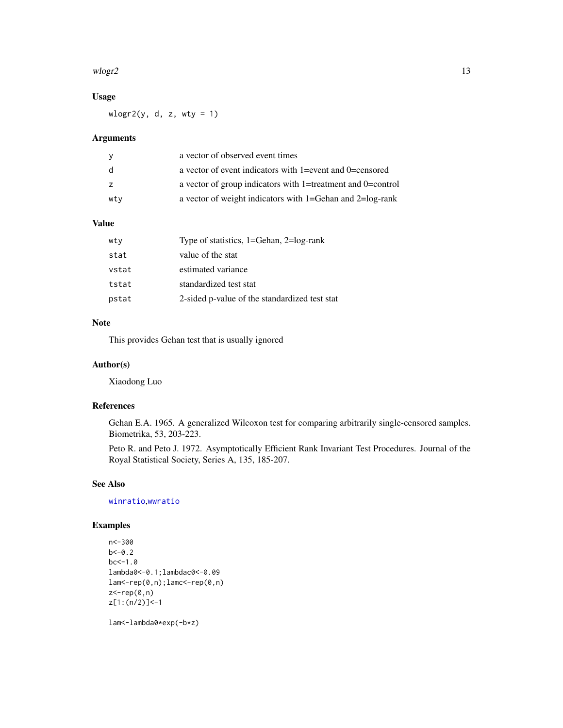## Usage

```
wlogr2(y, d, z, wty = 1)
```

## Arguments

| | |
|---|---|
| y | a vector of observed event times |
| d | a vector of event indicators with 1=event and 0=censored |
| z | a vector of group indicators with 1=treatment and 0=control |
| wty | a vector of weight indicators with 1=Gehan and 2=log-rank |

## Value

| | |
|---|---|
| wty | Type of statistics, 1=Gehan, 2=log-rank |
| stat | value of the stat |
| vstat | estimated variance |
| tstat | standardized test stat |
| pstat | 2-sided p-value of the standardized test stat |

## Note

This provides Gehan test that is usually ignored

## Author(s)

Xiaodong Luo

## References

Gehan E.A. 1965. A generalized Wilcoxon test for comparing arbitrarily single-censored samples. Biometrika, 53, 203-223.

Peto R. and Peto J. 1972. Asymptotically Efficient Rank Invariant Test Procedures. Journal of the Royal Statistical Society, Series A, 135, 185-207.

## See Also

winratio,wwratio

## Examples

```
n<-300
b<-0.2
bc<-1.0
lambda0<-0.1;lambdac0<-0.09
lam<-rep(0,n);lamc<-rep(0,n)
z<-rep(0,n)
z[1:(n/2)]<-1

lam<-lambda0*exp(-b*z)
```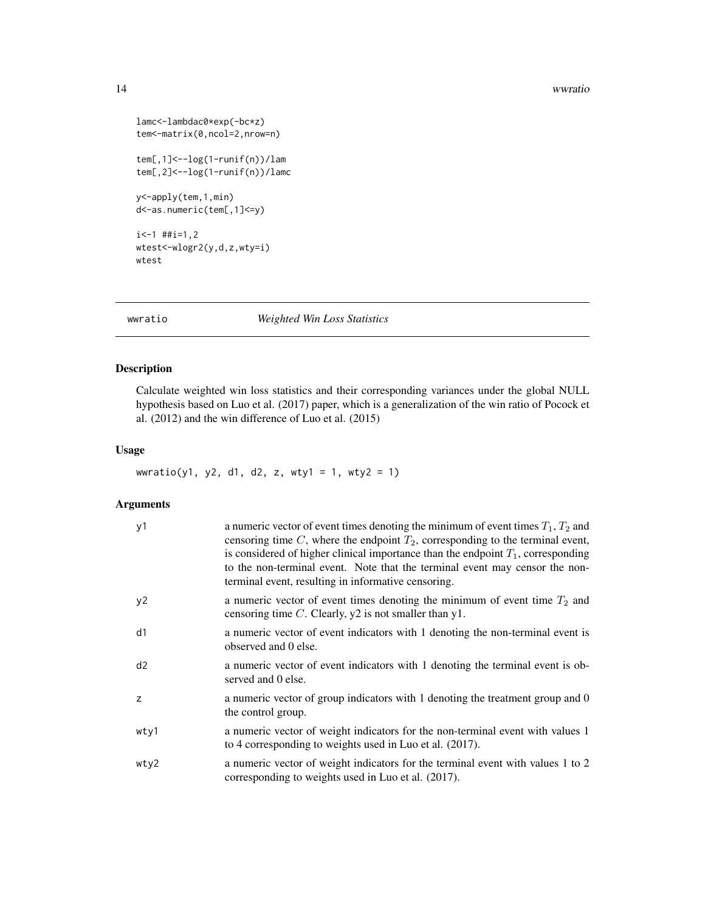```
lamc<-lambdac0*exp(-bc*z)
tem<-matrix(0,ncol=2,nrow=n)

tem[,1]<--log(1-runif(n))/lam
tem[,2]<--log(1-runif(n))/lamc

y<-apply(tem,1,min)
d<-as.numeric(tem[,1]<=y)

i<-1 ##i=1,2
wtest<-wlogr2(y,d,z,wty=i)
wtest
```

## wwratio — *Weighted Win Loss Statistics*

### Description

Calculate weighted win loss statistics and their corresponding variances under the global NULL hypothesis based on Luo et al. (2017) paper, which is a generalization of the win ratio of Pocock et al. (2012) and the win difference of Luo et al. (2015)

### Usage

```
wwratio(y1, y2, d1, d2, z, wty1 = 1, wty2 = 1)
```

### Arguments

| | |
|---|---|
| y1 | a numeric vector of event times denoting the minimum of event times $T_1$, $T_2$ and censoring time $C$, where the endpoint $T_2$, corresponding to the terminal event, is considered of higher clinical importance than the endpoint $T_1$, corresponding to the non-terminal event. Note that the terminal event may censor the non-terminal event, resulting in informative censoring. |
| y2 | a numeric vector of event times denoting the minimum of event time $T_2$ and censoring time $C$. Clearly, y2 is not smaller than y1. |
| d1 | a numeric vector of event indicators with 1 denoting the non-terminal event is observed and 0 else. |
| d2 | a numeric vector of event indicators with 1 denoting the terminal event is observed and 0 else. |
| z | a numeric vector of group indicators with 1 denoting the treatment group and 0 the control group. |
| wty1 | a numeric vector of weight indicators for the non-terminal event with values 1 to 4 corresponding to weights used in Luo et al. (2017). |
| wty2 | a numeric vector of weight indicators for the terminal event with values 1 to 2 corresponding to weights used in Luo et al. (2017). |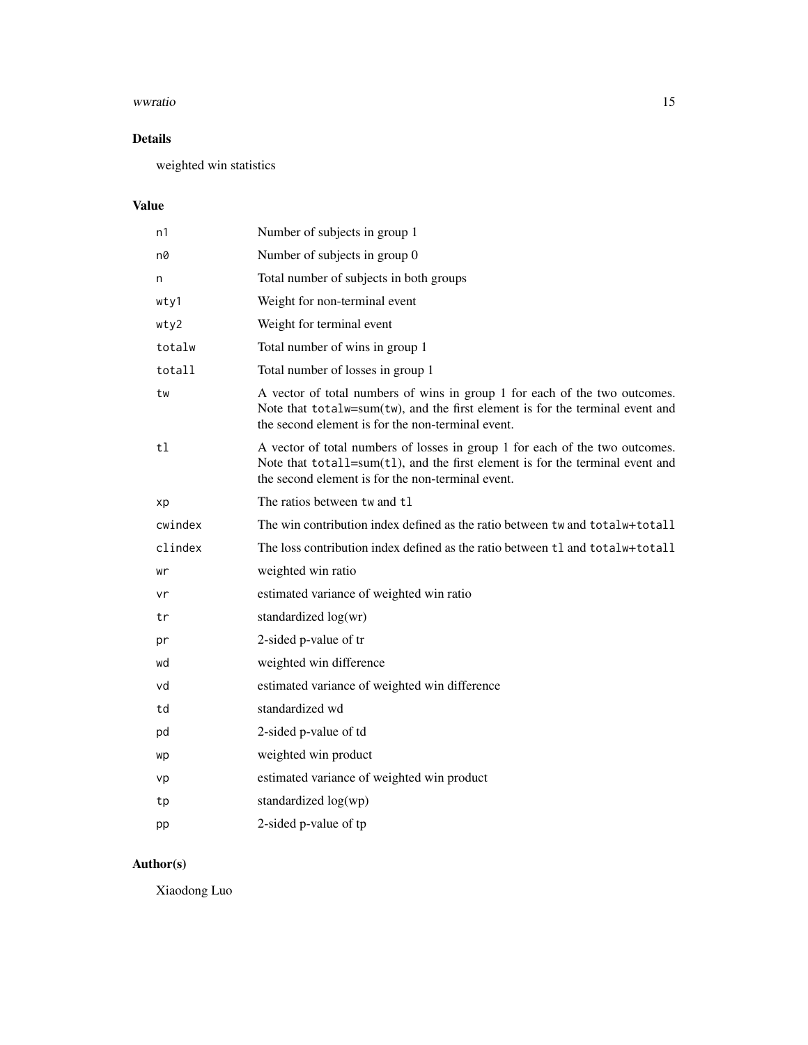## Details

weighted win statistics

## Value

| | |
|---|---|
| n1 | Number of subjects in group 1 |
| n0 | Number of subjects in group 0 |
| n | Total number of subjects in both groups |
| wty1 | Weight for non-terminal event |
| wty2 | Weight for terminal event |
| totalw | Total number of wins in group 1 |
| totall | Total number of losses in group 1 |
| tw | A vector of total numbers of wins in group 1 for each of the two outcomes. Note that totalw=sum(tw), and the first element is for the terminal event and the second element is for the non-terminal event. |
| tl | A vector of total numbers of losses in group 1 for each of the two outcomes. Note that totall=sum(tl), and the first element is for the terminal event and the second element is for the non-terminal event. |
| xp | The ratios between tw and tl |
| cwindex | The win contribution index defined as the ratio between tw and totalw+totall |
| clindex | The loss contribution index defined as the ratio between tl and totalw+totall |
| wr | weighted win ratio |
| vr | estimated variance of weighted win ratio |
| tr | standardized log(wr) |
| pr | 2-sided p-value of tr |
| wd | weighted win difference |
| vd | estimated variance of weighted win difference |
| td | standardized wd |
| pd | 2-sided p-value of td |
| wp | weighted win product |
| vp | estimated variance of weighted win product |
| tp | standardized log(wp) |
| pp | 2-sided p-value of tp |

## Author(s)

Xiaodong Luo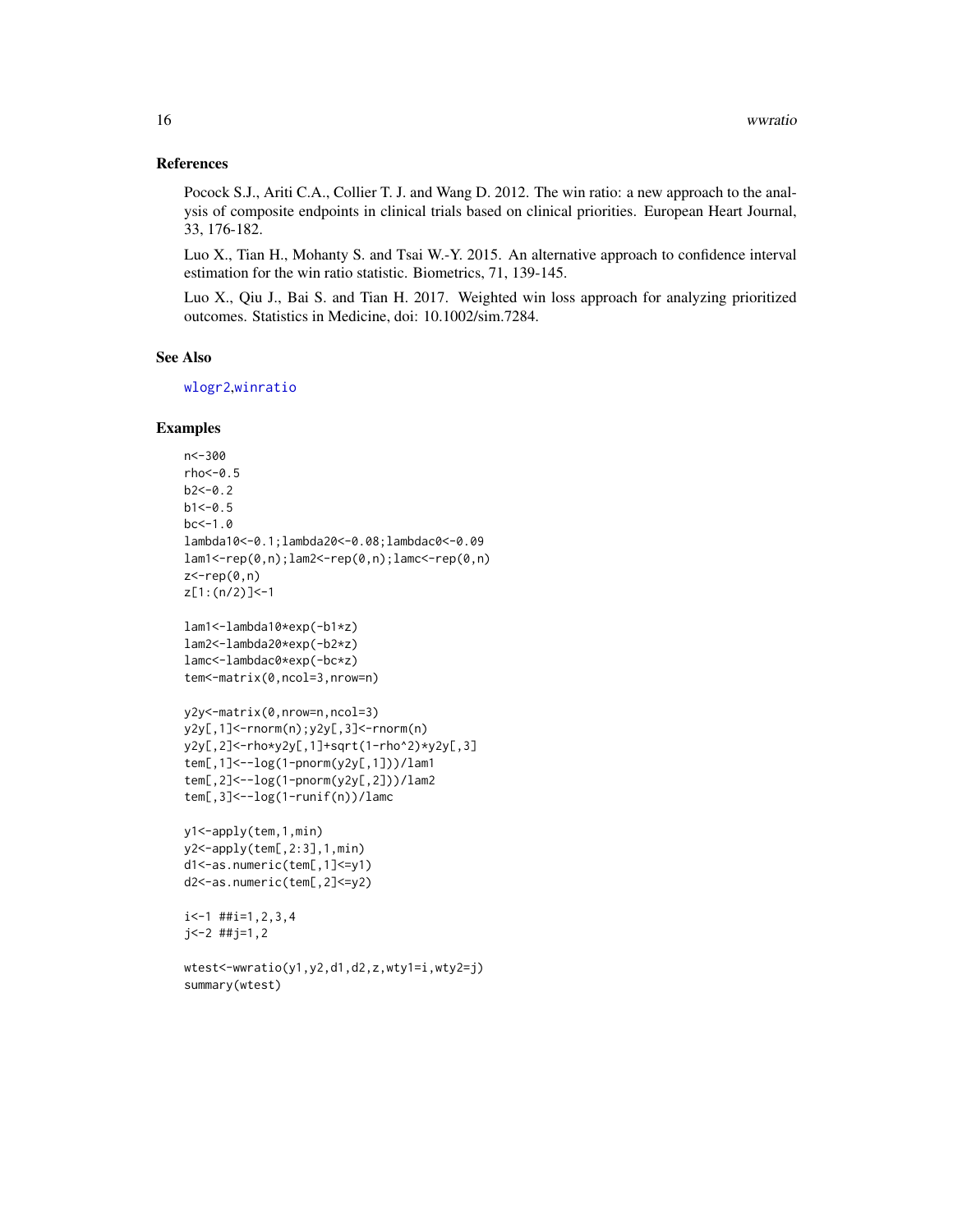## References

Pocock S.J., Ariti C.A., Collier T. J. and Wang D. 2012. The win ratio: a new approach to the analysis of composite endpoints in clinical trials based on clinical priorities. European Heart Journal, 33, 176-182.

Luo X., Tian H., Mohanty S. and Tsai W.-Y. 2015. An alternative approach to confidence interval estimation for the win ratio statistic. Biometrics, 71, 139-145.

Luo X., Qiu J., Bai S. and Tian H. 2017. Weighted win loss approach for analyzing prioritized outcomes. Statistics in Medicine, doi: 10.1002/sim.7284.

## See Also

wlogr2,winratio

## Examples

```
n<-300
rho<-0.5
b2<-0.2
b1<-0.5
bc<-1.0
lambda10<-0.1;lambda20<-0.08;lambdac0<-0.09
lam1<-rep(0,n);lam2<-rep(0,n);lamc<-rep(0,n)
z<-rep(0,n)
z[1:(n/2)]<-1

lam1<-lambda10*exp(-b1*z)
lam2<-lambda20*exp(-b2*z)
lamc<-lambdac0*exp(-bc*z)
tem<-matrix(0,ncol=3,nrow=n)

y2y<-matrix(0,nrow=n,ncol=3)
y2y[,1]<-rnorm(n);y2y[,3]<-rnorm(n)
y2y[,2]<-rho*y2y[,1]+sqrt(1-rho^2)*y2y[,3]
tem[,1]<--log(1-pnorm(y2y[,1]))/lam1
tem[,2]<--log(1-pnorm(y2y[,2]))/lam2
tem[,3]<--log(1-runif(n))/lamc

y1<-apply(tem,1,min)
y2<-apply(tem[,2:3],1,min)
d1<-as.numeric(tem[,1]<=y1)
d2<-as.numeric(tem[,2]<=y2)

i<-1 ##i=1,2,3,4
j<-2 ##j=1,2

wtest<-wwratio(y1,y2,d1,d2,z,wty1=i,wty2=j)
summary(wtest)
```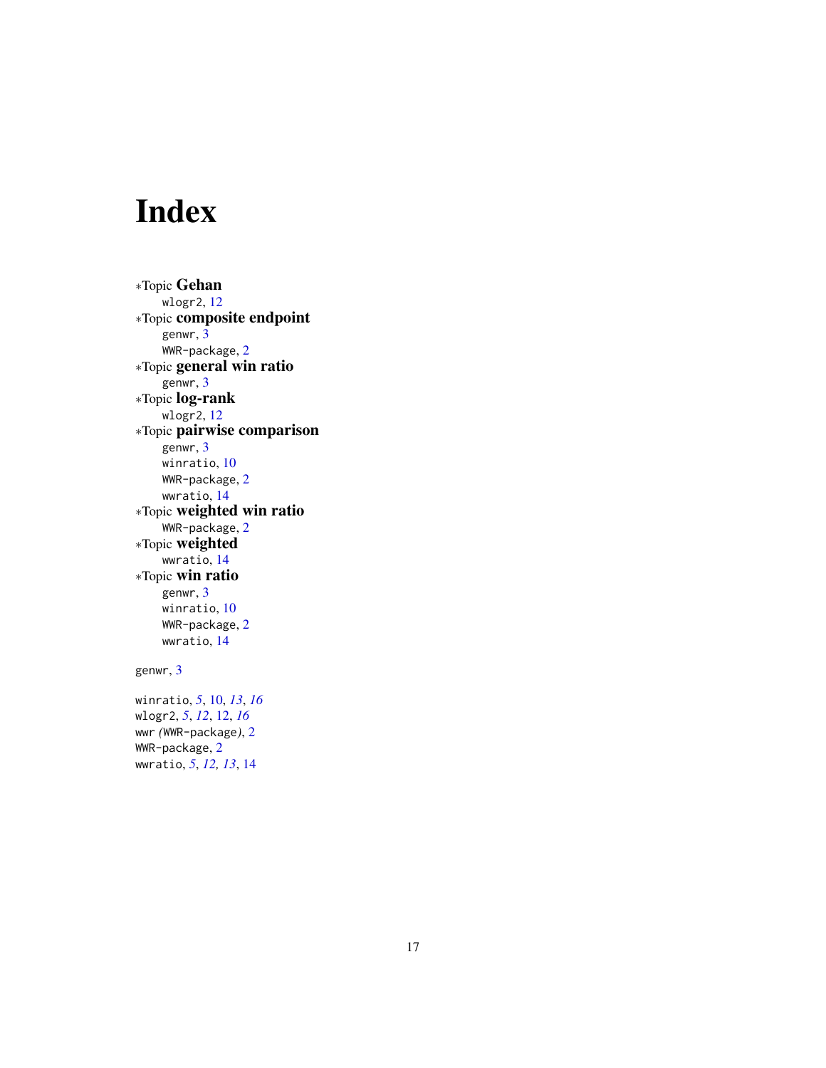# Index

*Topic **Gehan**
    wlogr2, 12
*Topic **composite endpoint**
    genwr, 3
    WWR-package, 2
*Topic **general win ratio**
    genwr, 3
*Topic **log-rank**
    wlogr2, 12
*Topic **pairwise comparison**
    genwr, 3
    winratio, 10
    WWR-package, 2
    wwratio, 14
*Topic **weighted win ratio**
    WWR-package, 2
*Topic **weighted**
    wwratio, 14
*Topic **win ratio**
    genwr, 3
    winratio, 10
    WWR-package, 2
    wwratio, 14

genwr, 3

winratio, *5*, 10, *13*, *16*
wlogr2, *5*, *12*, 12, *16*
wwr *(*WWR-package*)*, 2
WWR-package, 2
wwratio, *5*, *12, 13*, 14